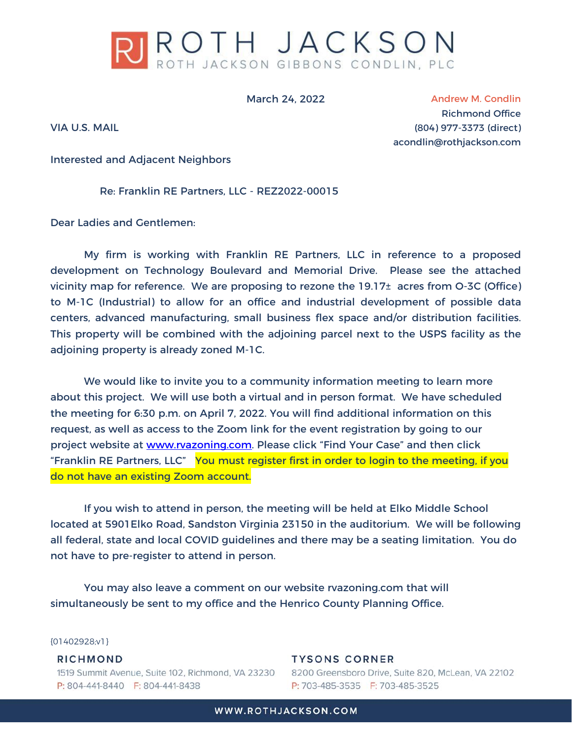# ROTH JACKSON

ROTH JACKSON GIBBONS CONDLIN, PLC

March 24, 2022

Andrew M. Condlin
Richmond Office
(804) 977-3373 (direct)
acondlin@rothjackson.com

VIA U.S. MAIL

Interested and Adjacent Neighbors

Re: Franklin RE Partners, LLC - REZ2022-00015

Dear Ladies and Gentlemen:

My firm is working with Franklin RE Partners, LLC in reference to a proposed development on Technology Boulevard and Memorial Drive. Please see the attached vicinity map for reference. We are proposing to rezone the 19.17± acres from O-3C (Office) to M-1C (Industrial) to allow for an office and industrial development of possible data centers, advanced manufacturing, small business flex space and/or distribution facilities. This property will be combined with the adjoining parcel next to the USPS facility as the adjoining property is already zoned M-1C.

We would like to invite you to a community information meeting to learn more about this project. We will use both a virtual and in person format. We have scheduled the meeting for 6:30 p.m. on April 7, 2022. You will find additional information on this request, as well as access to the Zoom link for the event registration by going to our project website at www.rvazoning.com. Please click "Find Your Case" and then click "Franklin RE Partners, LLC" You must register first in order to login to the meeting, if you do not have an existing Zoom account.

If you wish to attend in person, the meeting will be held at Elko Middle School located at 5901 Elko Road, Sandston Virginia 23150 in the auditorium. We will be following all federal, state and local COVID guidelines and there may be a seating limitation. You do not have to pre-register to attend in person.

You may also leave a comment on our website rvazoning.com that will simultaneously be sent to my office and the Henrico County Planning Office.

{01402928;v1}

**RICHMOND**
1519 Summit Avenue, Suite 102, Richmond, VA 23230
P: 804-441-8440 F: 804-441-8438

**TYSONS CORNER**
8200 Greensboro Drive, Suite 820, McLean, VA 22102
P: 703-485-3535 F: 703-485-3525

WWW.ROTHJACKSON.COM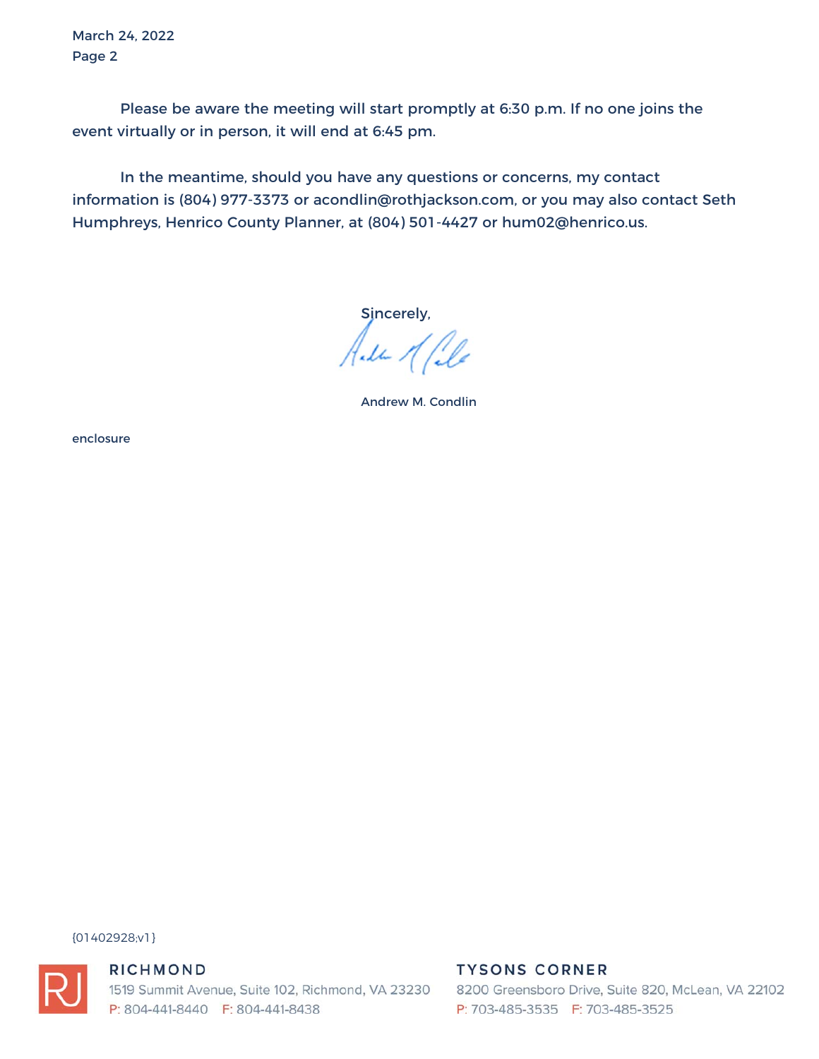Please be aware the meeting will start promptly at 6:30 p.m. If no one joins the event virtually or in person, it will end at 6:45 pm.

In the meantime, should you have any questions or concerns, my contact information is (804) 977-3373 or acondlin@rothjackson.com, or you may also contact Seth Humphreys, Henrico County Planner, at (804) 501-4427 or hum02@henrico.us.

Sincerely,

Andrew M. Condlin

enclosure

{01402928;v1}

**RICHMOND**
1519 Summit Avenue, Suite 102, Richmond, VA 23230
P: 804-441-8440 F: 804-441-8438

**TYSONS CORNER**
8200 Greensboro Drive, Suite 820, McLean, VA 22102
P: 703-485-3535 F: 703-485-3525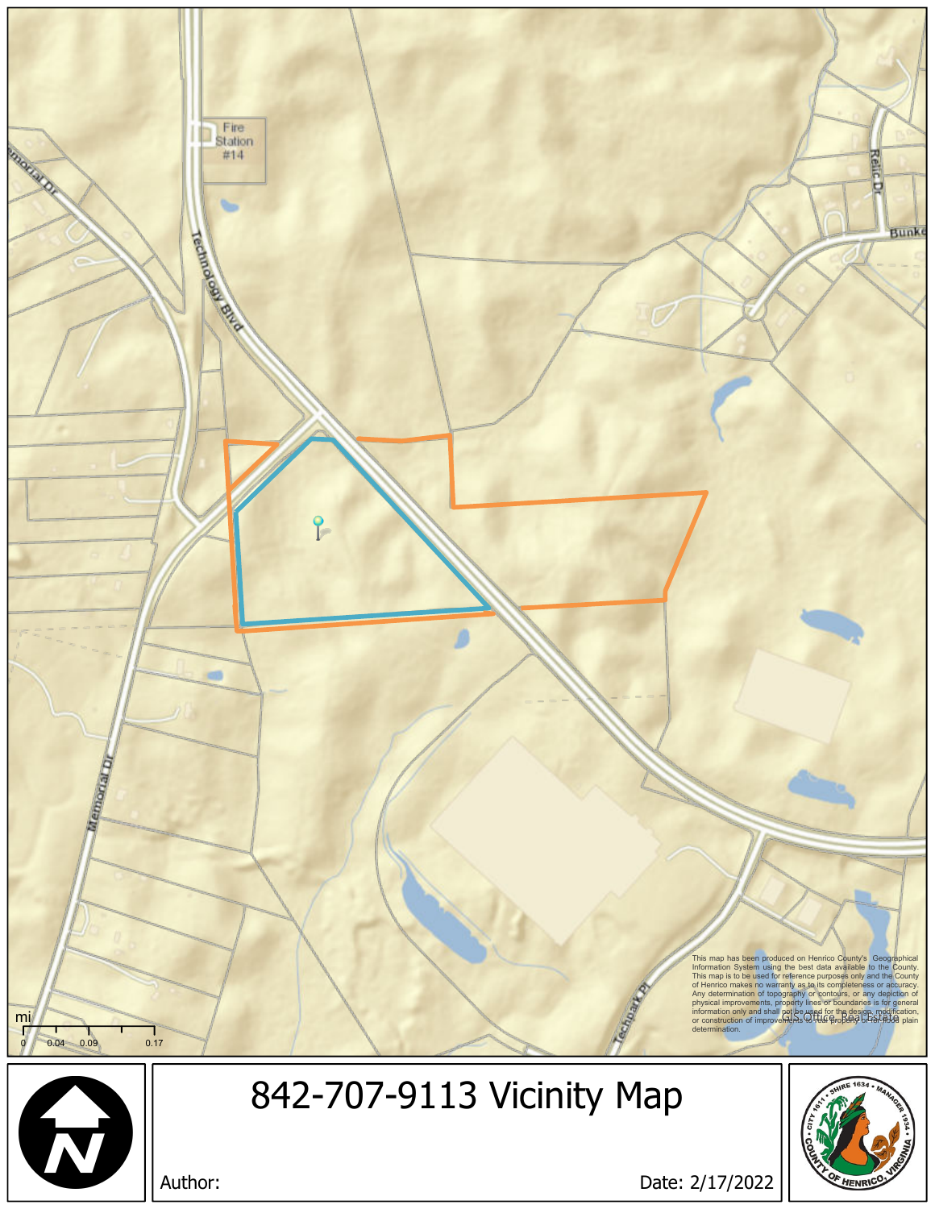Fire Station #14

Memorial Dr

Technology Blvd

Relic Dr

Bunke

Techpark Pl

This map has been produced on Henrico County's Geographical Information System using the best data available to the County. This map is to be used for reference purposes only and the County of Henrico makes no warranty as to its completeness or accuracy. Any determination of topography or contours, or any depiction of physical improvements, property lines or boundaries is for general information only and shall not be used for the design, modification, or construction of improvements to real property or for flood plain determination.

mi

0 0.04 0.09 0.17

# 842-707-9113 Vicinity Map

Author:

Date: 2/17/2022

CITY 1611 • SHIRE 1634 • MANAGER 1934 • COUNTY OF HENRICO, VIRGINIA